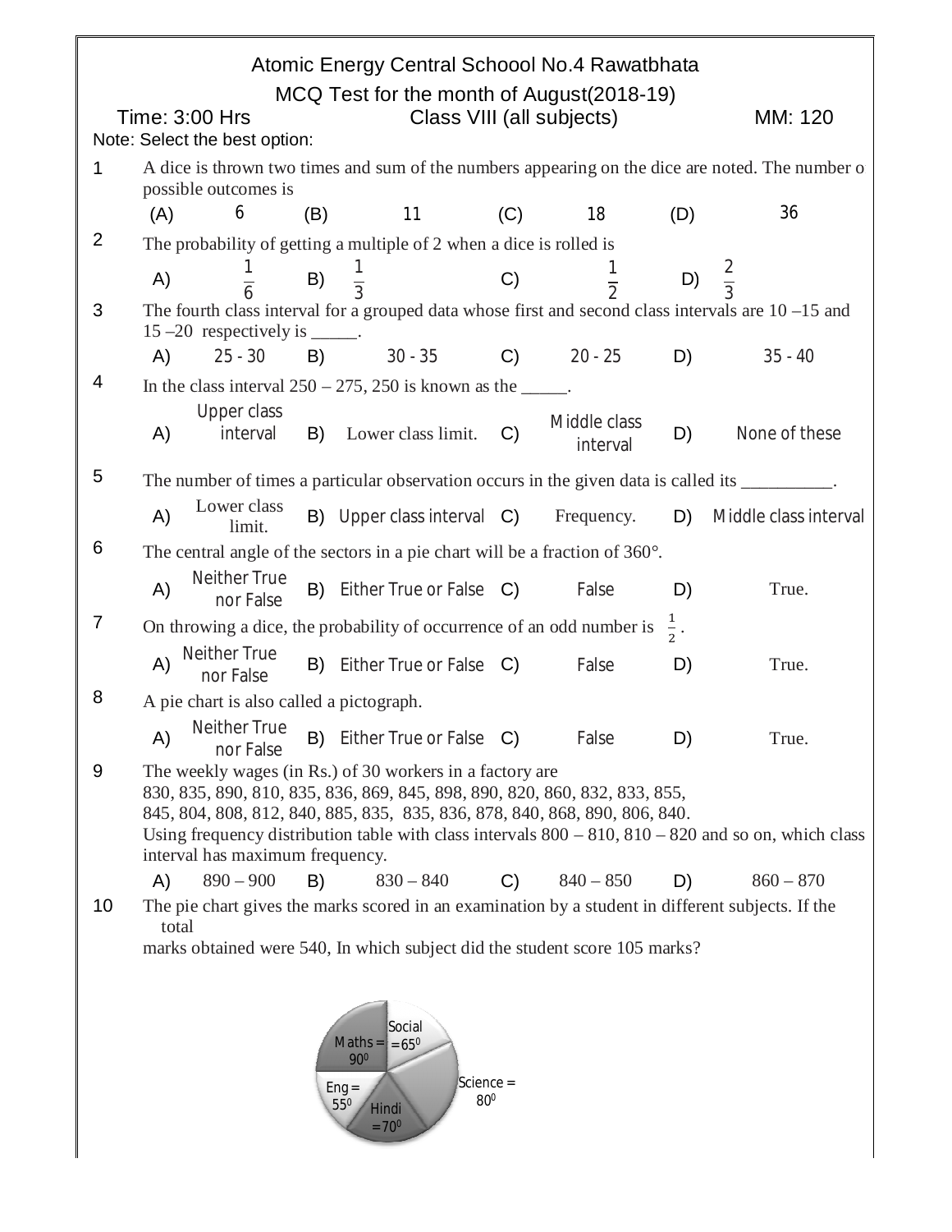# Atomic Energy Central Schoool No.4 Rawatbhata

## MCQ Test for the month of August(2018-19)

Time: 3:00 Hrs | Class VIII (all subjects) | MM: 120

Note: Select the best option:

**1** A dice is thrown two times and sum of the numbers appearing on the dice are noted. The number o possible outcomes is

(A) 6 (B) 11 (C) 18 (D) 36

**2** The probability of getting a multiple of 2 when a dice is rolled is

A) $\frac{1}{6}$ B) $\frac{1}{3}$ C) $\frac{1}{2}$ D) $\frac{2}{3}$

**3** The fourth class interval for a grouped data whose first and second class intervals are 10 –15 and 15 –20 respectively is _____.

A) 25 - 30 B) 30 - 35 C) 20 - 25 D) 35 - 40

**4** In the class interval 250 – 275, 250 is known as the _____.

A) Upper class interval B) Lower class limit. C) Middle class interval D) None of these

**5** The number of times a particular observation occurs in the given data is called its __________.

A) Lower class limit. B) Upper class interval C) Frequency. D) Middle class interval

**6** The central angle of the sectors in a pie chart will be a fraction of 360°.

A) Neither True nor False B) Either True or False C) False D) True.

**7** On throwing a dice, the probability of occurrence of an odd number is $\frac{1}{2}$.

A) Neither True nor False B) Either True or False C) False D) True.

**8** A pie chart is also called a pictograph.

A) Neither True nor False B) Either True or False C) False D) True.

**9** The weekly wages (in Rs.) of 30 workers in a factory are
830, 835, 890, 810, 835, 836, 869, 845, 898, 890, 820, 860, 832, 833, 855,
845, 804, 808, 812, 840, 885, 835, 835, 836, 878, 840, 868, 890, 806, 840.
Using frequency distribution table with class intervals 800 – 810, 810 – 820 and so on, which class interval has maximum frequency.

A) 890 – 900 B) 830 – 840 C) 840 – 850 D) 860 – 870

**10** The pie chart gives the marks scored in an examination by a student in different subjects. If the total marks obtained were 540, In which subject did the student score 105 marks?

Maths = $90^0$, Social = $65^0$, Science = $80^0$, Hindi = $70^0$, Eng = $55^0$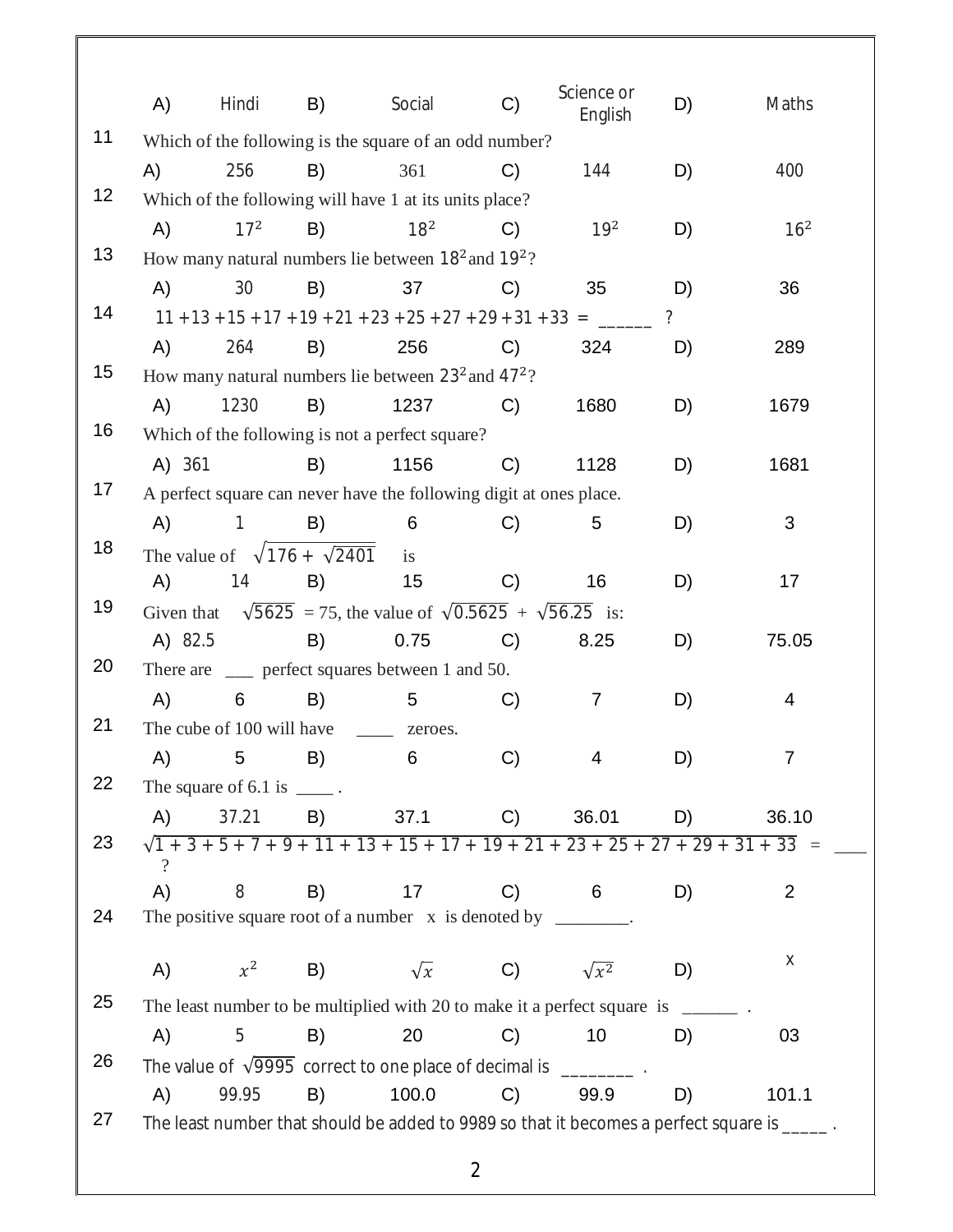| | | | | | | | |
|---|---|---|---|---|---|---|---|
| A) | Hindi | B) | Social | C) | Science or English | D) | Maths |

**11** Which of the following is the square of an odd number?

| | | | | | | | |
|---|---|---|---|---|---|---|---|
| A) | 256 | B) | 361 | C) | 144 | D) | 400 |

**12** Which of the following will have 1 at its units place?

| | | | | | | | |
|---|---|---|---|---|---|---|---|
| A) | $17^2$ | B) | $18^2$ | C) | $19^2$ | D) | $16^2$ |

**13** How many natural numbers lie between $18^2$ and $19^2$?

| | | | | | | | |
|---|---|---|---|---|---|---|---|
| A) | 30 | B) | 37 | C) | 35 | D) | 36 |

**14** $11 + 13 + 15 + 17 + 19 + 21 + 23 + 25 + 27 + 29 + 31 + 33 =$ ______ ?

| | | | | | | | |
|---|---|---|---|---|---|---|---|
| A) | 264 | B) | 256 | C) | 324 | D) | 289 |

**15** How many natural numbers lie between $23^2$ and $47^2$?

| | | | | | | | |
|---|---|---|---|---|---|---|---|
| A) | 1230 | B) | 1237 | C) | 1680 | D) | 1679 |

**16** Which of the following is not a perfect square?

| | | | | | | | |
|---|---|---|---|---|---|---|---|
| A) | 361 | B) | 1156 | C) | 1128 | D) | 1681 |

**17** A perfect square can never have the following digit at ones place.

| | | | | | | | |
|---|---|---|---|---|---|---|---|
| A) | 1 | B) | 6 | C) | 5 | D) | 3 |

**18** The value of $\sqrt{176 + \sqrt{2401}}$ is

| | | | | | | | |
|---|---|---|---|---|---|---|---|
| A) | 14 | B) | 15 | C) | 16 | D) | 17 |

**19** Given that $\sqrt{5625} = 75$, the value of $\sqrt{0.5625} + \sqrt{56.25}$ is:

| | | | | | | | |
|---|---|---|---|---|---|---|---|
| A) | 82.5 | B) | 0.75 | C) | 8.25 | D) | 75.05 |

**20** There are ___ perfect squares between 1 and 50.

| | | | | | | | |
|---|---|---|---|---|---|---|---|
| A) | 6 | B) | 5 | C) | 7 | D) | 4 |

**21** The cube of 100 will have ____ zeroes.

| | | | | | | | |
|---|---|---|---|---|---|---|---|
| A) | 5 | B) | 6 | C) | 4 | D) | 7 |

**22** The square of 6.1 is ____ .

| | | | | | | | |
|---|---|---|---|---|---|---|---|
| A) | 37.21 | B) | 37.1 | C) | 36.01 | D) | 36.10 |

**23** $\sqrt{1 + 3 + 5 + 7 + 9 + 11 + 13 + 15 + 17 + 19 + 21 + 23 + 25 + 27 + 29 + 31 + 33} =$ ___ ?

| | | | | | | | |
|---|---|---|---|---|---|---|---|
| A) | 8 | B) | 17 | C) | 6 | D) | 2 |

**24** The positive square root of a number x is denoted by ________.

| | | | | | | | |
|---|---|---|---|---|---|---|---|
| A) | $x^2$ | B) | $\sqrt{x}$ | C) | $\sqrt{x^2}$ | D) | x |

**25** The least number to be multiplied with 20 to make it a perfect square is ______ .

| | | | | | | | |
|---|---|---|---|---|---|---|---|
| A) | 5 | B) | 20 | C) | 10 | D) | 03 |

**26** The value of $\sqrt{9995}$ correct to one place of decimal is ________ .

| | | | | | | | |
|---|---|---|---|---|---|---|---|
| A) | 99.95 | B) | 100.0 | C) | 99.9 | D) | 101.1 |

**27** The least number that should be added to 9989 so that it becomes a perfect square is _____ .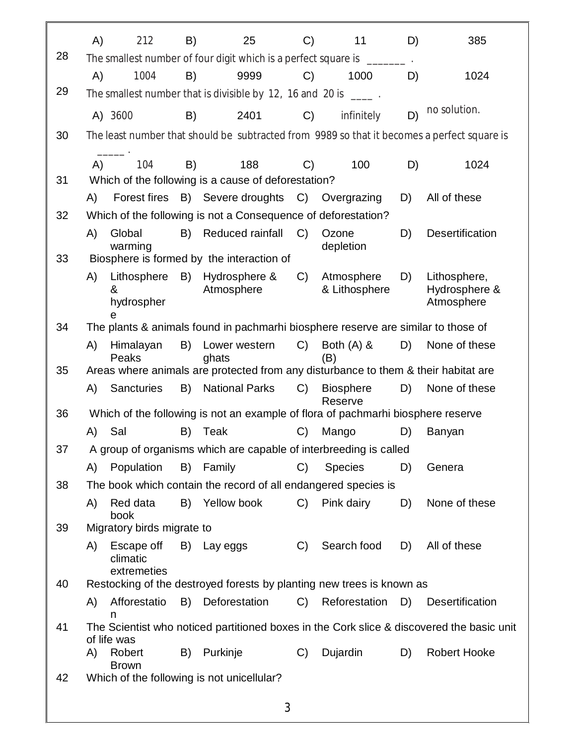A) 212 B) 25 C) 11 D) 385

28 The smallest number of four digit which is a perfect square is _______ .

A) 1004 B) 9999 C) 1000 D) 1024

29 The smallest number that is divisible by 12, 16 and 20 is ____ .

A) 3600 B) 2401 C) infinitely D) no solution.

30 The least number that should be subtracted from 9989 so that it becomes a perfect square is _____ .

A) 104 B) 188 C) 100 D) 1024

31 Which of the following is a cause of deforestation?

A) Forest fires B) Severe droughts C) Overgrazing D) All of these

32 Which of the following is not a Consequence of deforestation?

A) Global warming B) Reduced rainfall C) Ozone depletion D) Desertification

33 Biosphere is formed by the interaction of

A) Lithosphere & hydrosphere B) Hydrosphere & Atmosphere C) Atmosphere & Lithosphere D) Lithosphere, Hydrosphere & Atmosphere

34 The plants & animals found in pachmarhi biosphere reserve are similar to those of

A) Himalayan Peaks B) Lower western ghats C) Both (A) & (B) D) None of these

35 Areas where animals are protected from any disturbance to them & their habitat are

A) Sancturies B) National Parks C) Biosphere Reserve D) None of these

36 Which of the following is not an example of flora of pachmarhi biosphere reserve

A) Sal B) Teak C) Mango D) Banyan

37 A group of organisms which are capable of interbreeding is called

A) Population B) Family C) Species D) Genera

38 The book which contain the record of all endangered species is

A) Red data book B) Yellow book C) Pink dairy D) None of these

39 Migratory birds migrate to

A) Escape off climatic extremeties B) Lay eggs C) Search food D) All of these

40 Restocking of the destroyed forests by planting new trees is known as

A) Afforestation B) Deforestation C) Reforestation D) Desertification

41 The Scientist who noticed partitioned boxes in the Cork slice & discovered the basic unit of life was

A) Robert Brown B) Purkinje C) Dujardin D) Robert Hooke

42 Which of the following is not unicellular?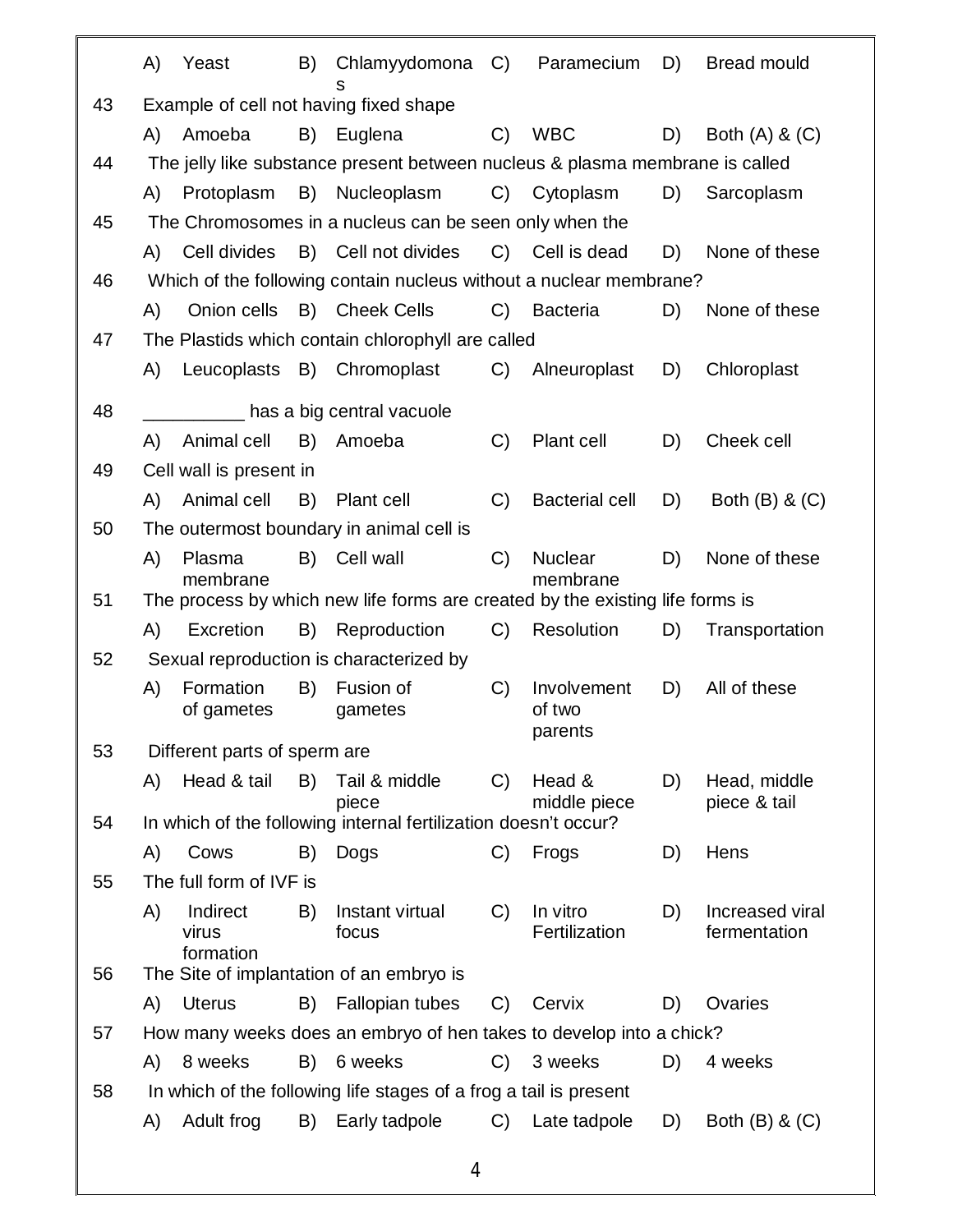A) Yeast B) Chlamyydomonas C) Paramecium D) Bread mould

43 Example of cell not having fixed shape

A) Amoeba B) Euglena C) WBC D) Both (A) & (C)

44 The jelly like substance present between nucleus & plasma membrane is called

A) Protoplasm B) Nucleoplasm C) Cytoplasm D) Sarcoplasm

45 The Chromosomes in a nucleus can be seen only when the

A) Cell divides B) Cell not divides C) Cell is dead D) None of these

46 Which of the following contain nucleus without a nuclear membrane?

A) Onion cells B) Cheek Cells C) Bacteria D) None of these

47 The Plastids which contain chlorophyll are called

A) Leucoplasts B) Chromoplast C) Alneuroplast D) Chloroplast

48 __________ has a big central vacuole

A) Animal cell B) Amoeba C) Plant cell D) Cheek cell

49 Cell wall is present in

A) Animal cell B) Plant cell C) Bacterial cell D) Both (B) & (C)

50 The outermost boundary in animal cell is

A) Plasma membrane B) Cell wall C) Nuclear membrane D) None of these

51 The process by which new life forms are created by the existing life forms is

A) Excretion B) Reproduction C) Resolution D) Transportation

52 Sexual reproduction is characterized by

A) Formation of gametes B) Fusion of gametes C) Involvement of two parents D) All of these

53 Different parts of sperm are

A) Head & tail B) Tail & middle piece C) Head & middle piece D) Head, middle piece & tail

54 In which of the following internal fertilization doesn't occur?

A) Cows B) Dogs C) Frogs D) Hens

55 The full form of IVF is

A) Indirect virus formation B) Instant virtual focus C) In vitro Fertilization D) Increased viral fermentation

56 The Site of implantation of an embryo is

A) Uterus B) Fallopian tubes C) Cervix D) Ovaries

57 How many weeks does an embryo of hen takes to develop into a chick?

A) 8 weeks B) 6 weeks C) 3 weeks D) 4 weeks

58 In which of the following life stages of a frog a tail is present

A) Adult frog B) Early tadpole C) Late tadpole D) Both (B) & (C)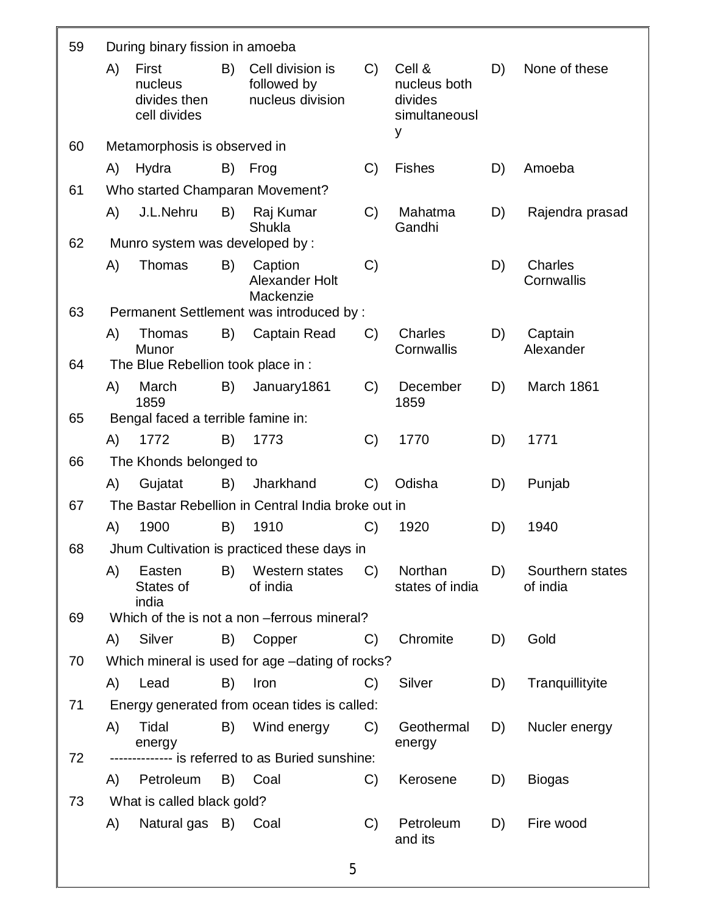| | | | | | | | | |
|---|---|---|---|---|---|---|---|---|
| 59 | During binary fission in amoeba | | | | | | | |
| | A) | First nucleus divides then cell divides | B) | Cell division is followed by nucleus division | C) | Cell & nucleus both divides simultaneously | D) | None of these |
| 60 | Metamorphosis is observed in | | | | | | | |
| | A) | Hydra | B) | Frog | C) | Fishes | D) | Amoeba |
| 61 | Who started Champaran Movement? | | | | | | | |
| | A) | J.L.Nehru | B) | Raj Kumar Shukla | C) | Mahatma Gandhi | D) | Rajendra prasad |
| 62 | Munro system was developed by : | | | | | | | |
| | A) | Thomas | B) | Caption Alexander Holt Mackenzie | C) | | D) | Charles Cornwallis |
| 63 | Permanent Settlement was introduced by : | | | | | | | |
| | A) | Thomas Munor | B) | Captain Read | C) | Charles Cornwallis | D) | Captain Alexander |
| 64 | The Blue Rebellion took place in : | | | | | | | |
| | A) | March 1859 | B) | January1861 | C) | December 1859 | D) | March 1861 |
| 65 | Bengal faced a terrible famine in: | | | | | | | |
| | A) | 1772 | B) | 1773 | C) | 1770 | D) | 1771 |
| 66 | The Khonds belonged to | | | | | | | |
| | A) | Gujatat | B) | Jharkhand | C) | Odisha | D) | Punjab |
| 67 | The Bastar Rebellion in Central India broke out in | | | | | | | |
| | A) | 1900 | B) | 1910 | C) | 1920 | D) | 1940 |
| 68 | Jhum Cultivation is practiced these days in | | | | | | | |
| | A) | Easten States of india | B) | Western states of india | C) | Northan states of india | D) | Sourthern states of india |
| 69 | Which of the is not a non –ferrous mineral? | | | | | | | |
| | A) | Silver | B) | Copper | C) | Chromite | D) | Gold |
| 70 | Which mineral is used for age –dating of rocks? | | | | | | | |
| | A) | Lead | B) | Iron | C) | Silver | D) | Tranquillityite |
| 71 | Energy generated from ocean tides is called: | | | | | | | |
| | A) | Tidal energy | B) | Wind energy | C) | Geothermal energy | D) | Nucler energy |
| 72 | -------------- is referred to as Buried sunshine: | | | | | | | |
| | A) | Petroleum | B) | Coal | C) | Kerosene | D) | Biogas |
| 73 | What is called black gold? | | | | | | | |
| | A) | Natural gas | B) | Coal | C) | Petroleum and its | D) | Fire wood |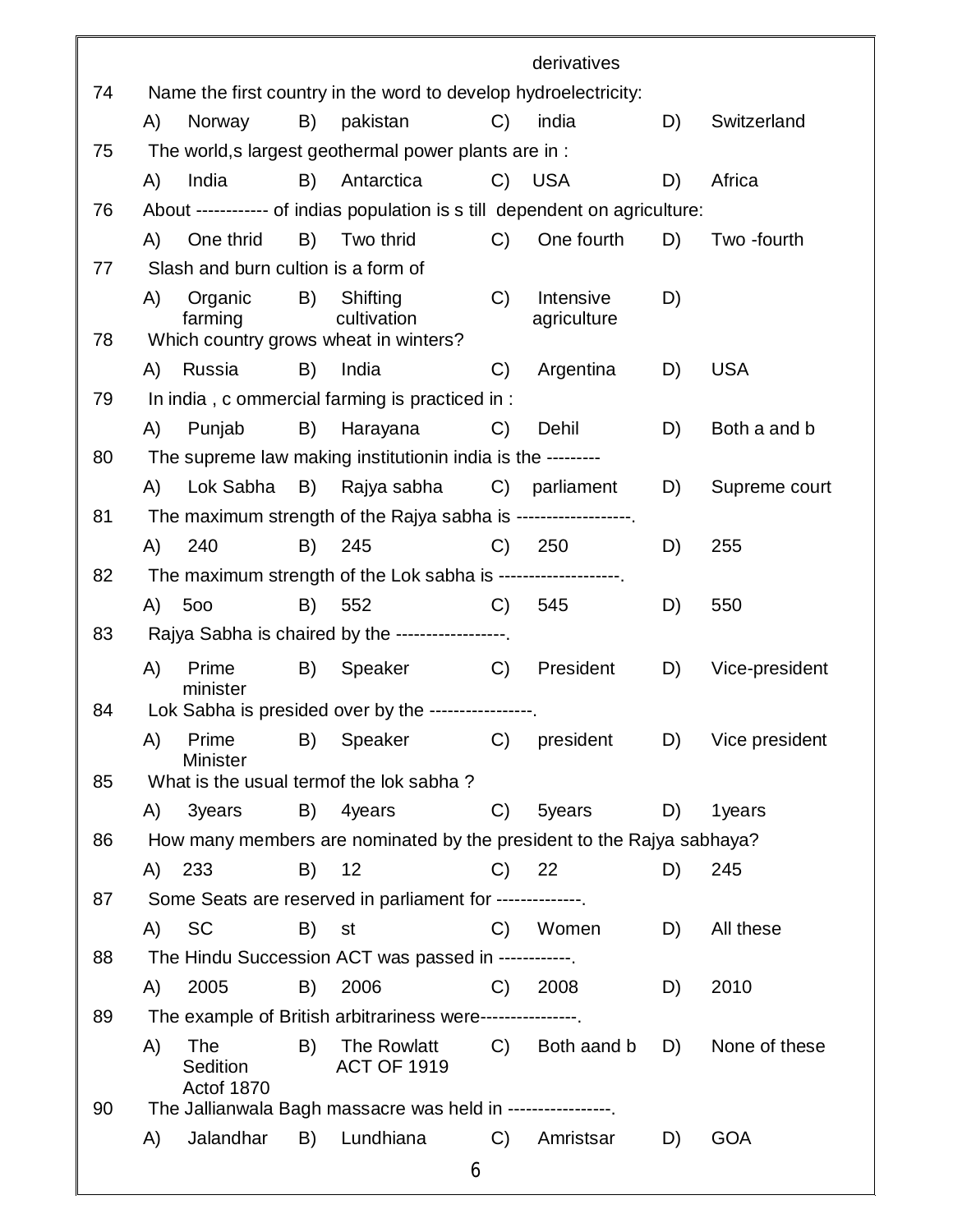derivatives

74 Name the first country in the word to develop hydroelectricity:

A) Norway B) pakistan C) india D) Switzerland

75 The world,s largest geothermal power plants are in :

A) India B) Antarctica C) USA D) Africa

76 About ----------- of indias population is s till dependent on agriculture:

A) One thrid B) Two thrid C) One fourth D) Two -fourth

77 Slash and burn cultion is a form of

A) Organic farming B) Shifting cultivation C) Intensive agriculture D)

78 Which country grows wheat in winters?

A) Russia B) India C) Argentina D) USA

79 In india , c ommercial farming is practiced in :

A) Punjab B) Harayana C) Dehil D) Both a and b

80 The supreme law making institutionin india is the ---------

A) Lok Sabha B) Rajya sabha C) parliament D) Supreme court

81 The maximum strength of the Rajya sabha is -------------------.

A) 240 B) 245 C) 250 D) 255

82 The maximum strength of the Lok sabha is --------------------.

A) 5oo B) 552 C) 545 D) 550

83 Rajya Sabha is chaired by the ------------------.

A) Prime minister B) Speaker C) President D) Vice-president

84 Lok Sabha is presided over by the -----------------.

A) Prime Minister B) Speaker C) president D) Vice president

85 What is the usual termof the lok sabha ?

A) 3years B) 4years C) 5years D) 1years

86 How many members are nominated by the president to the Rajya sabhaya?

A) 233 B) 12 C) 22 D) 245

87 Some Seats are reserved in parliament for --------------.

A) SC B) st C) Women D) All these

88 The Hindu Succession ACT was passed in ------------.

A) 2005 B) 2006 C) 2008 D) 2010

89 The example of British arbitrariness were----------------.

A) The Sedition Actof 1870 B) The Rowlatt ACT OF 1919 C) Both aand b D) None of these

90 The Jallianwala Bagh massacre was held in -----------------.

A) Jalandhar B) Lundhiana C) Amristsar D) GOA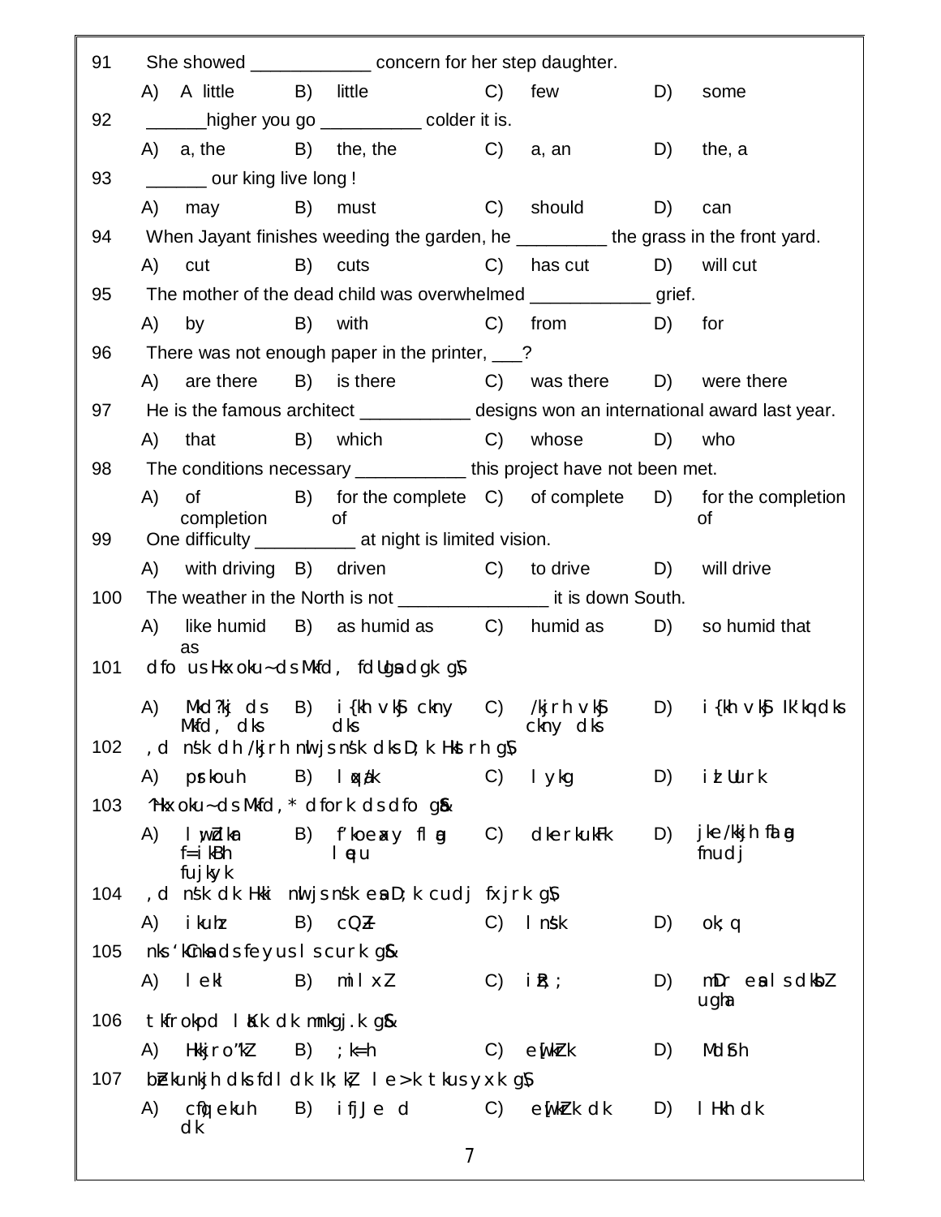91 She showed ____________ concern for her step daughter.

A) A little B) little C) few D) some

92 ______higher you go __________ colder it is.

A) a, the B) the, the C) a, an D) the, a

93 ______ our king live long !

A) may B) must C) should D) can

94 When Jayant finishes weeding the garden, he _________ the grass in the front yard.

A) cut B) cuts C) has cut D) will cut

95 The mother of the dead child was overwhelmed ____________ grief.

A) by B) with C) from D) for

96 There was not enough paper in the printer, ___?

A) are there B) is there C) was there D) were there

97 He is the famous architect ___________ designs won an international award last year.

A) that B) which C) whose D) who

98 The conditions necessary ___________ this project have not been met.

A) of completion B) for the complete of C) of complete D) for the completion of

99 One difficulty __________ at night is limited vision.

A) with driving B) driven C) to drive D) will drive

100 The weather in the North is not _______________ it is down South.

A) like humid as B) as humid as C) humid as D) so humid that

101 dfo us Hkxoku~ ds Mkfd, fdUgsa dgk gS\

A) Mkd?kj ds Mkfd, dks B) i{kh vkSj ckny dks C) /kjrh vkSj ckny dks D) i{kh vkSj Ik'kq dks

102 ,d ns'k dh /kjrh nlwjs ns'k dks D;k Hkstrh gS\

A) psrkouh B) lqxa/k C) lykg D) izLrqfr

103 ^Hkxoku~ ds Mkfd,* dfork ds dfo gS&

A) l;wZdkar f=ikBh fujkyk B) f'koeaxy flag lqeu C) dkerkukFk D) jke/kkjh flag fnudj

104 ,d ns'k dk Hkki nlwjs ns'k esa D;k cudj fxjrk gS\

A) ikuh B) cQZ C) lans'k D) ok;q

105 nks 'kCnksa ds feyus ls curk gS&

A) lekl B) milxZ C) izR;; D) mDr esa ls dksbZ ugha

106 tkfrokpd laKk dk mnkgj.k gS&

A) Hkkjro"kZ B) ;k=h C) e[kZrk D) MdSrh

107 bZekunkjh dks fdl dk Ik;kZ; le>k tkus yxk gS\

A) cqf)ekuh dk B) ifjJe dk C) e[kZrk dk D) lHkh dk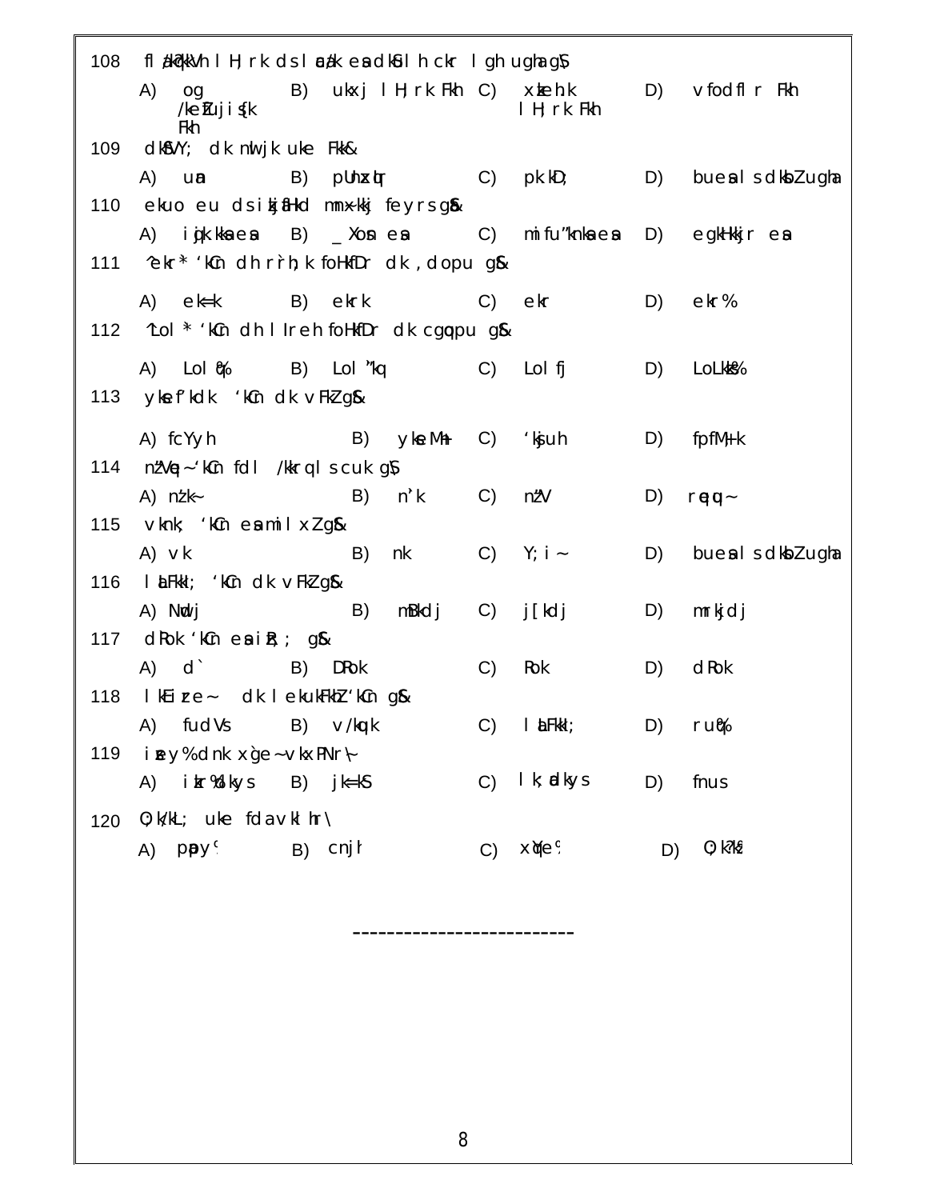108 fl ä?kkVh lH; rk ds lca/k esa dkSu lh ckr lgh ugha g\$

A) og /kekZuqjis{k Fkh B) ukxj lH; rk Fkh C) xzkeh.k lH; rk Fkh D) vfodflr Fkh

109 dkSVY; dk nwljk uke Fkk&

A) unz B) pUnzxqIr C) pk.kD; D) buesa ls dksbZ ugha

110 ekuo eu ds ik¡p fHkUu mn~xkj feyrs g&

A) iq"kksa esa B) _XosnesA C) mifu"knksa esa D) egkHkkjr esa

111 ^ekr* 'kCn dh rrh; k foHkfDr dk ,dopu g&

A) ek=k B) ekrk C) ekr D) ekr%

112 ^Lol * 'kCn dh lIreh foHkfDr dk cgqopu g&

A) Lol e% B) Lol "kq C) Lol fj D) LoLkk%

113 yks"kdk 'kCn dk vFkZ g&

A) fcYyh B) yksMh C) 'kjuh D) fpfM+k

114 nZ"Vq~ 'kCn fdl /kkrq ls cuk g\$

A) nz'k~ B) n'k C) nz"V D) rqeq~

115 vkn; 'kCn esa mil xZ g&

A) vk B) nk C) Y; i~ D) buesa ls dksbZ ugha

116 lUFkkl; 'kCn dk vFkZ g&

A) Nrj B) mBkdj C) j[kdj D) mrkjdj

117 dRok 'kCn esa iR; ; g&

A) d` B) DRok C) Rok D) dRok

118 lkEizre~ dk lekukFkhZ 'kCn g&

A) fudVs B) v/kquk C) lUFkkl; D) ru%

119 izey% dnk xu~ vkxPNr\~

A) izr%dkys B) jk=kS C) l k; adkys D) fnus

120 O;k/kL; uke fda vkl hr\

A) pUnzy% B) cnjh C) xqYe% D) O;k?k%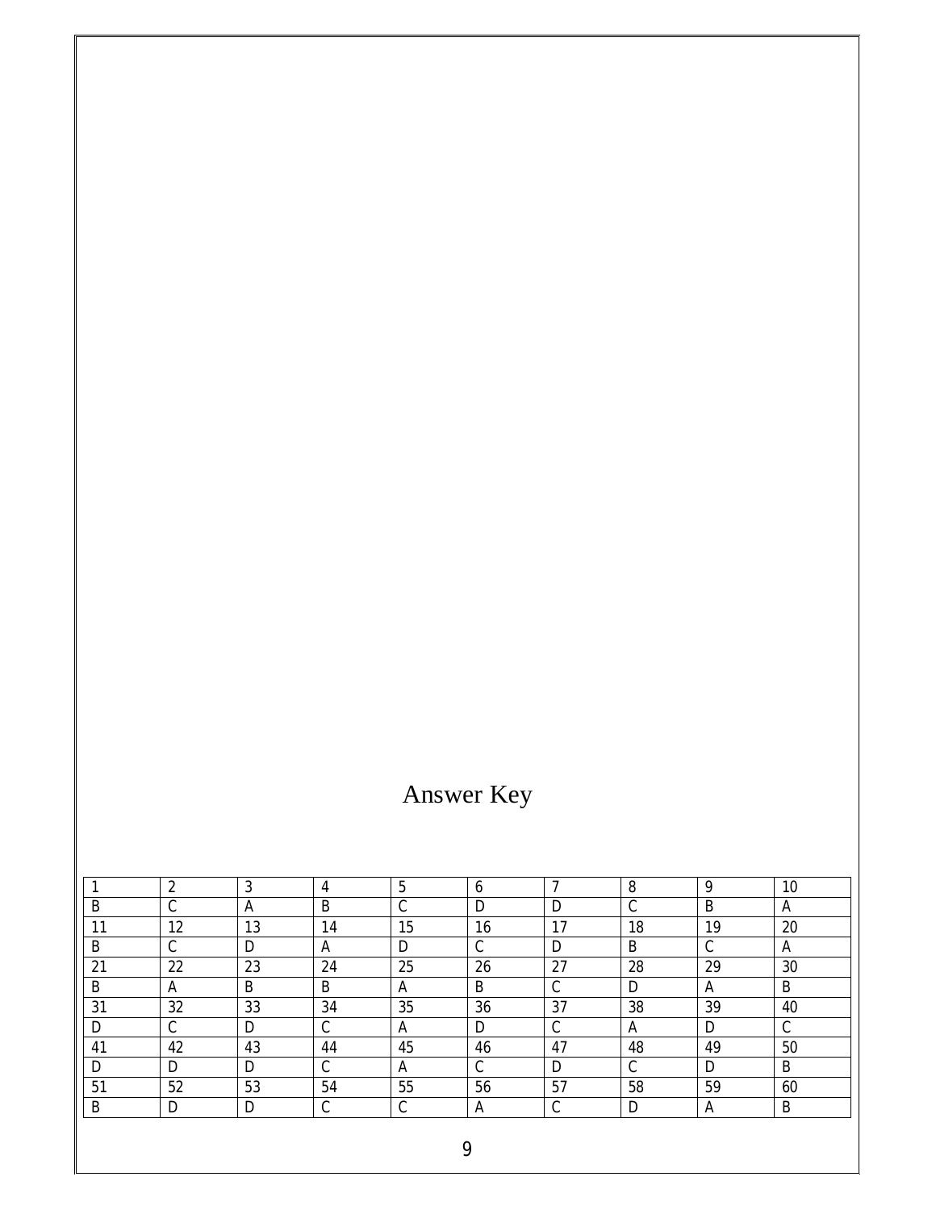# Answer Key

| 1 | 2 | 3 | 4 | 5 | 6 | 7 | 8 | 9 | 10 |
|---|---|---|---|---|---|---|---|---|---|
| B | C | A | B | C | D | D | C | B | A |
| 11 | 12 | 13 | 14 | 15 | 16 | 17 | 18 | 19 | 20 |
| B | C | D | A | D | C | D | B | C | A |
| 21 | 22 | 23 | 24 | 25 | 26 | 27 | 28 | 29 | 30 |
| B | A | B | B | A | B | C | D | A | B |
| 31 | 32 | 33 | 34 | 35 | 36 | 37 | 38 | 39 | 40 |
| D | C | D | C | A | D | C | A | D | C |
| 41 | 42 | 43 | 44 | 45 | 46 | 47 | 48 | 49 | 50 |
| D | D | D | C | A | C | D | C | D | B |
| 51 | 52 | 53 | 54 | 55 | 56 | 57 | 58 | 59 | 60 |
| B | D | D | C | C | A | C | D | A | B |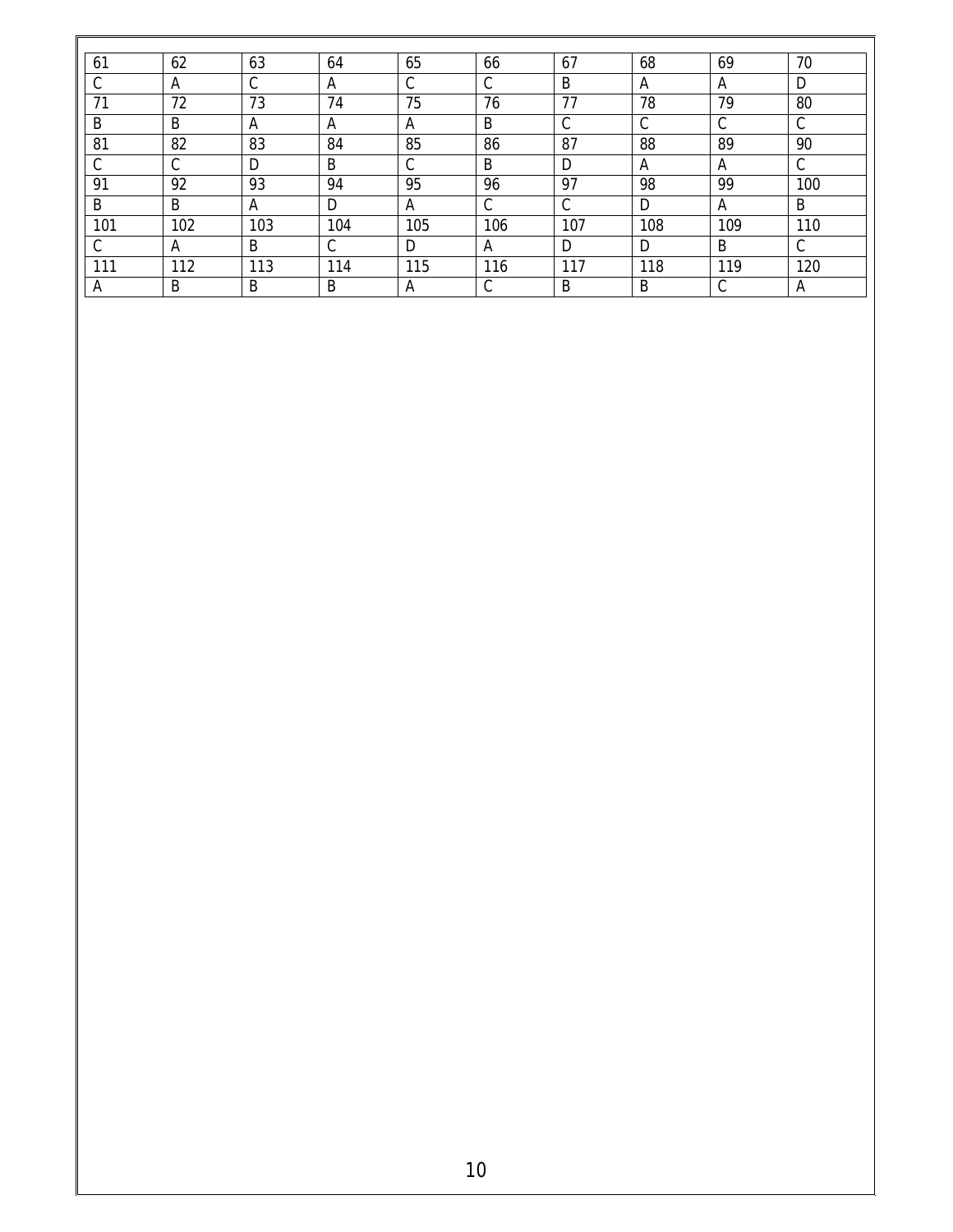| | | | | | | | | | |
|---|---|---|---|---|---|---|---|---|---|
| 61 | 62 | 63 | 64 | 65 | 66 | 67 | 68 | 69 | 70 |
| C | A | C | A | C | C | B | A | A | D |
| 71 | 72 | 73 | 74 | 75 | 76 | 77 | 78 | 79 | 80 |
| B | B | A | A | A | B | C | C | C | C |
| 81 | 82 | 83 | 84 | 85 | 86 | 87 | 88 | 89 | 90 |
| C | C | D | B | C | B | D | A | A | C |
| 91 | 92 | 93 | 94 | 95 | 96 | 97 | 98 | 99 | 100 |
| B | B | A | D | A | C | C | D | A | B |
| 101 | 102 | 103 | 104 | 105 | 106 | 107 | 108 | 109 | 110 |
| C | A | B | C | D | A | D | D | B | C |
| 111 | 112 | 113 | 114 | 115 | 116 | 117 | 118 | 119 | 120 |
| A | B | B | B | A | C | B | B | C | A |